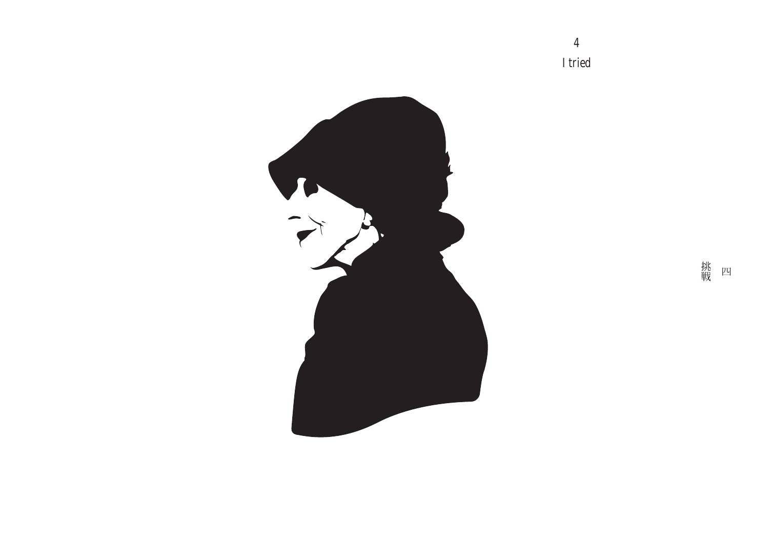4

I tried

挑戦　四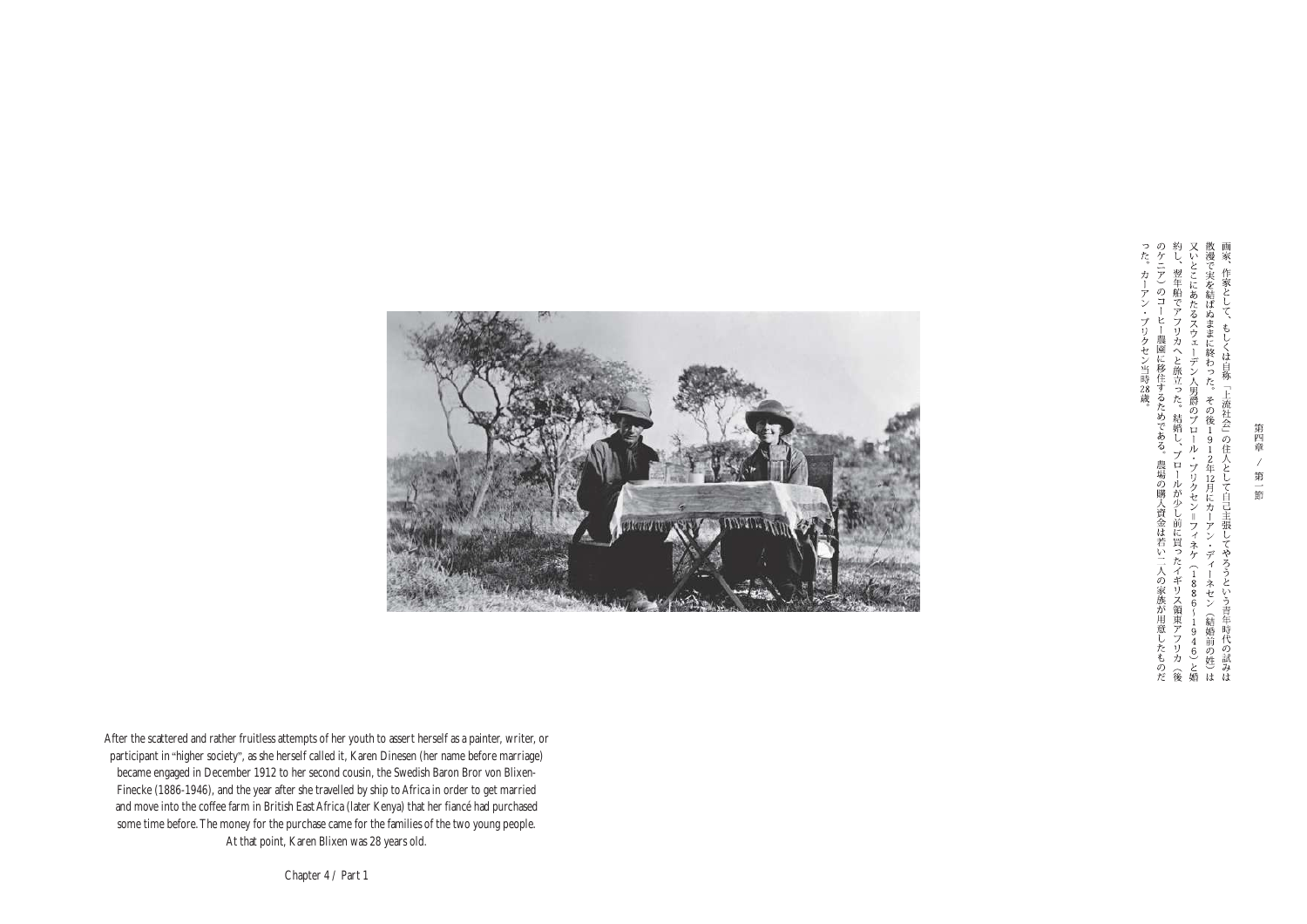画家、作家として、もしくは自称「上流社会」の住人として自己主張してやろうという青年時代の試みは散漫で実を結ばぬままに終わった。その後１９１２年12月にカーアン・ディーネセン（結婚前の姓）は又いとこにあたるスウェーデン人男爵のブロール・ブリクセン＝フィネケ（１８８６－１９４６）と婚約し、翌年船でアフリカへと旅立った。結婚し、ブロールが少し前に買ったイギリス領東アフリカ（後のケニア）のコーヒー農園に移住するためである。農場の購入資金は若い二人の家族が用意したものだった。カーアン・ブリクセン当時28歳。

After the scattered and rather fruitless attempts of her youth to assert herself as a painter, writer, or participant in "higher society", as she herself called it, Karen Dinesen (her name before marriage) became engaged in December 1912 to her second cousin, the Swedish Baron Bror von Blixen-Finecke (1886-1946), and the year after she travelled by ship to Africa in order to get married and move into the coffee farm in British East Africa (later Kenya) that her fiancé had purchased some time before. The money for the purchase came for the families of the two young people. At that point, Karen Blixen was 28 years old.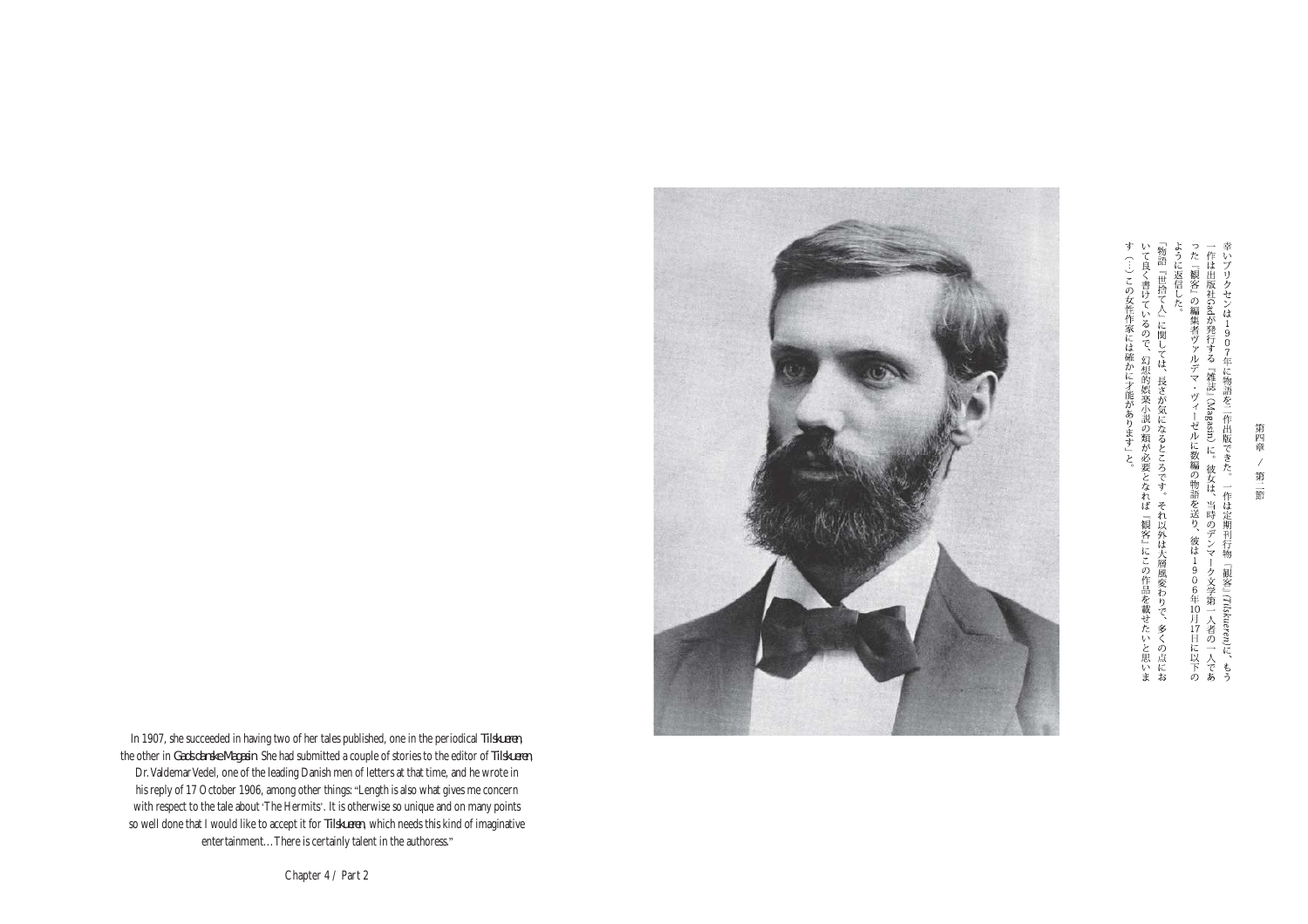幸いブリクセンは1907年に物語を二作出版できた。一作は定期刊行物『観客』(*Tilskueren*)に、もう一作は出版社Gadが発行する『雑誌』(Magasin)に。彼女は、当時のデンマーク文学第一人者の一人であった『観客』の編集者ヴァルデマ・ヴィーゼルに数編の物語を送り、彼は1906年10月17日に以下のように返信した。

「物語『世捨て人』に関しては、長さが気になるところです。それ以外は大層風変わりで、多くの点において良く書けているので、幻想的娯楽小説の類が必要となれば『観客』にこの作品を載せたいと思います(…)この女性作家には確かに才能があります」と。

In 1907, she succeeded in having two of her tales published, one in the periodical *Tilskueren*, the other in *Gads danske Magasin*. She had submitted a couple of stories to the editor of *Tilskueren*, Dr. Valdemar Vedel, one of the leading Danish men of letters at that time, and he wrote in his reply of 17 October 1906, among other things: "Length is also what gives me concern with respect to the tale about 'The Hermits'. It is otherwise so unique and on many points so well done that I would like to accept it for *Tilskueren*, which needs this kind of imaginative entertainment… There is certainly talent in the authoress."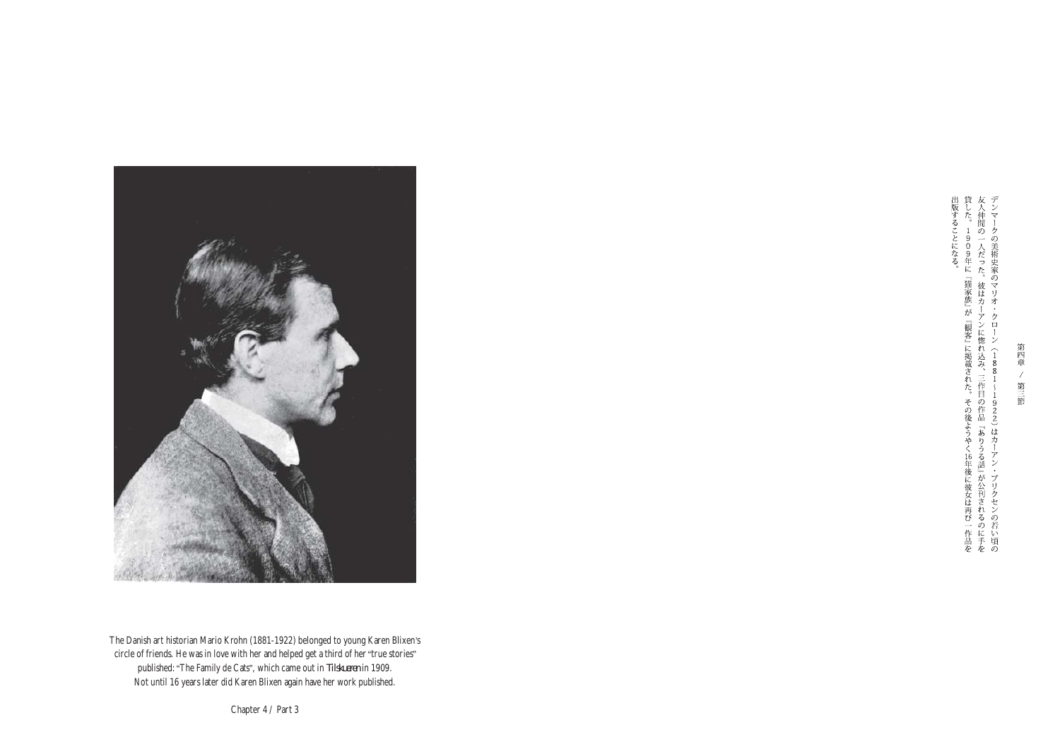The Danish art historian Mario Krohn (1881-1922) belonged to young Karen Blixen's circle of friends. He was in love with her and helped get a third of her "true stories" published: "The Family de Cats", which came out in *Tilskueren* in 1909. Not until 16 years later did Karen Blixen again have her work published.

Chapter 4 / Part 3

第四章 / 第三節

デンマークの美術史家のマリオ・クローン（１８８１〜１９２２）はカーアン・ブリクセンの若い頃の友人仲間の一人だった。彼はカーアンに惚れ込み、三作目の作品「ありうる話」が公刊されるのに手を貸した。１９０９年に『猫家族』が『観客』に掲載された。その後ようやく16年後に彼女は再び一作品を出版することになる。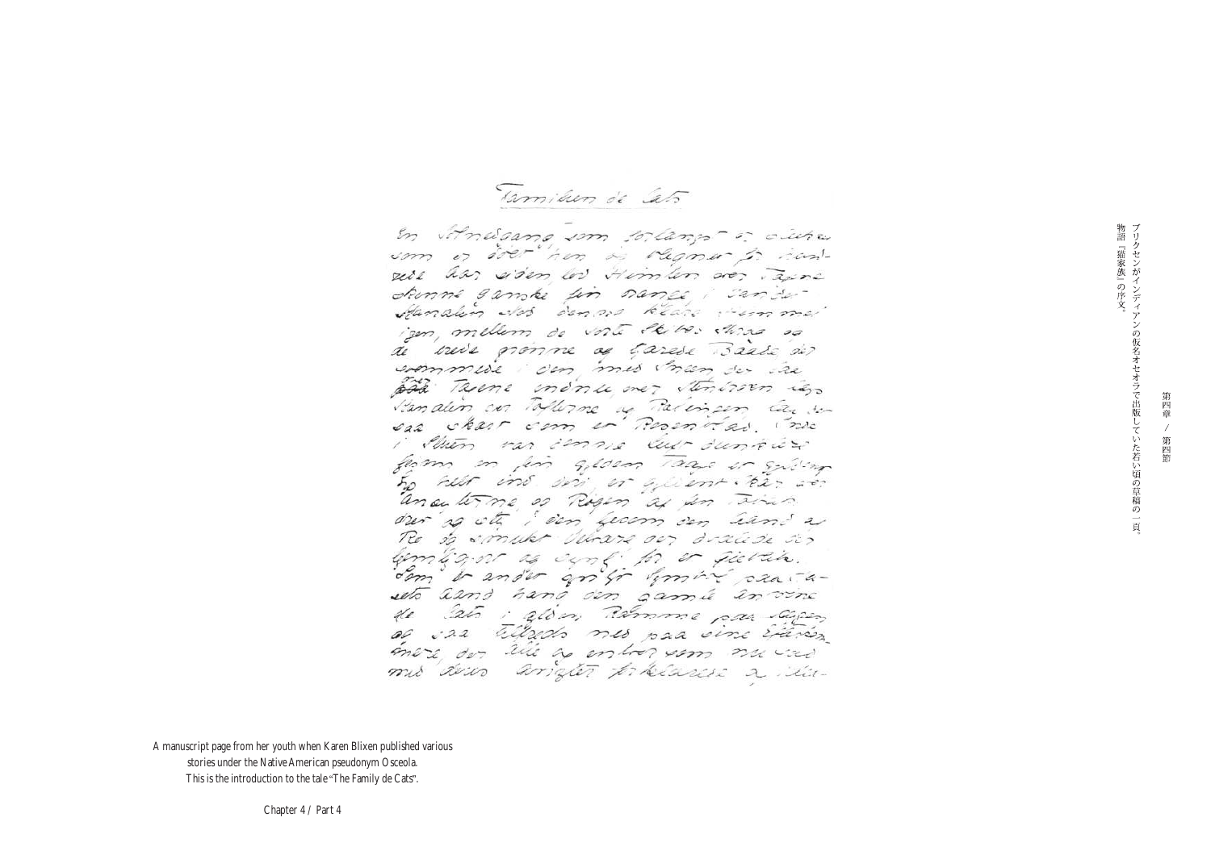Familien de Cats

A manuscript page from her youth when Karen Blixen published various stories under the Native American pseudonym Osceola.
This is the introduction to the tale "The Family de Cats".

ブリクセンがインディアンの仮名オセオラで出版していた若い頃の草稿の一頁。物語「猫家族」の序文。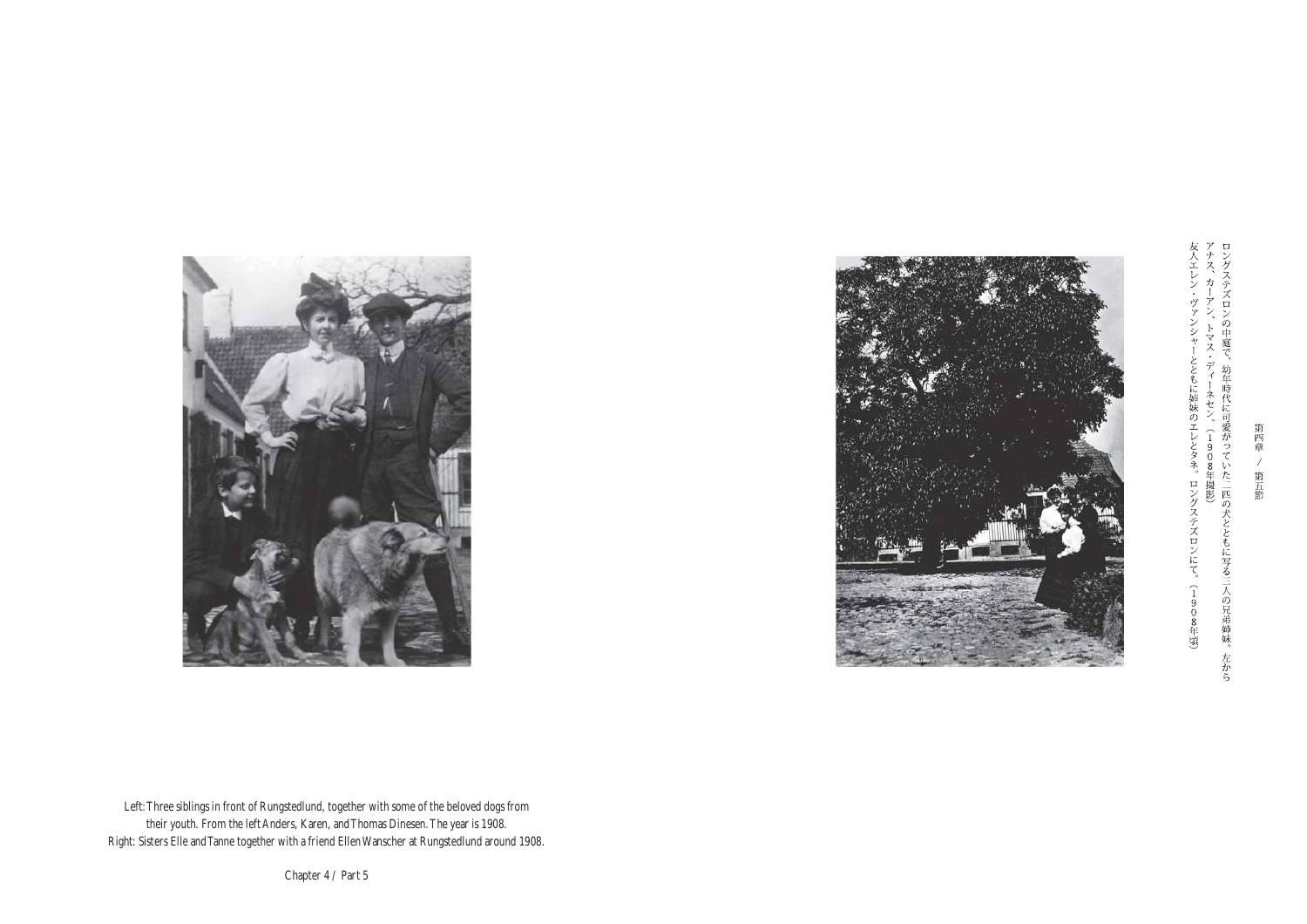第四章 / 第五節

ロングステズロンの中庭で、幼年時代に可愛がっていた二匹の犬とともに写る三人の兄弟姉妹。左から
アナス、カーアン、トマス・ディーネセン。（1908年撮影）
友人エレン・ヴァンシャーとともに姉妹のエレとタネ。ロングステズロンにて。（1908年頃）

Left: Three siblings in front of Rungstedlund, together with some of the beloved dogs from their youth. From the left Anders, Karen, and Thomas Dinesen. The year is 1908.
Right: Sisters Elle and Tanne together with a friend Ellen Wanscher at Rungstedlund around 1908.

Chapter 4 / Part 5